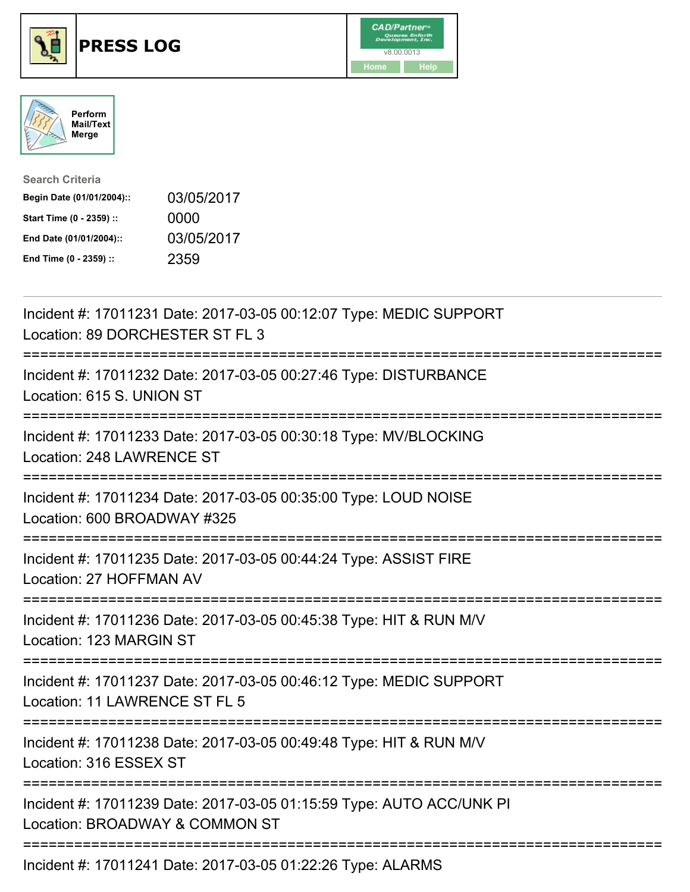# PRESS LOG

CAD/Partner
v8.00.0013
Home Help

Perform Mail/Text Merge

**Search Criteria**

| | |
|---|---|
| **Begin Date (01/01/2004)::** | 03/05/2017 |
| **Start Time (0 - 2359) ::** | 0000 |
| **End Date (01/01/2004)::** | 03/05/2017 |
| **End Time (0 - 2359) ::** | 2359 |

---

Incident #: 17011231 Date: 2017-03-05 00:12:07 Type: MEDIC SUPPORT
Location: 89 DORCHESTER ST FL 3

===========================================================================

Incident #: 17011232 Date: 2017-03-05 00:27:46 Type: DISTURBANCE
Location: 615 S. UNION ST

===========================================================================

Incident #: 17011233 Date: 2017-03-05 00:30:18 Type: MV/BLOCKING
Location: 248 LAWRENCE ST

===========================================================================

Incident #: 17011234 Date: 2017-03-05 00:35:00 Type: LOUD NOISE
Location: 600 BROADWAY #325

===========================================================================

Incident #: 17011235 Date: 2017-03-05 00:44:24 Type: ASSIST FIRE
Location: 27 HOFFMAN AV

===========================================================================

Incident #: 17011236 Date: 2017-03-05 00:45:38 Type: HIT & RUN M/V
Location: 123 MARGIN ST

===========================================================================

Incident #: 17011237 Date: 2017-03-05 00:46:12 Type: MEDIC SUPPORT
Location: 11 LAWRENCE ST FL 5

===========================================================================

Incident #: 17011238 Date: 2017-03-05 00:49:48 Type: HIT & RUN M/V
Location: 316 ESSEX ST

===========================================================================

Incident #: 17011239 Date: 2017-03-05 01:15:59 Type: AUTO ACC/UNK PI
Location: BROADWAY & COMMON ST

===========================================================================

Incident #: 17011241 Date: 2017-03-05 01:22:26 Type: ALARMS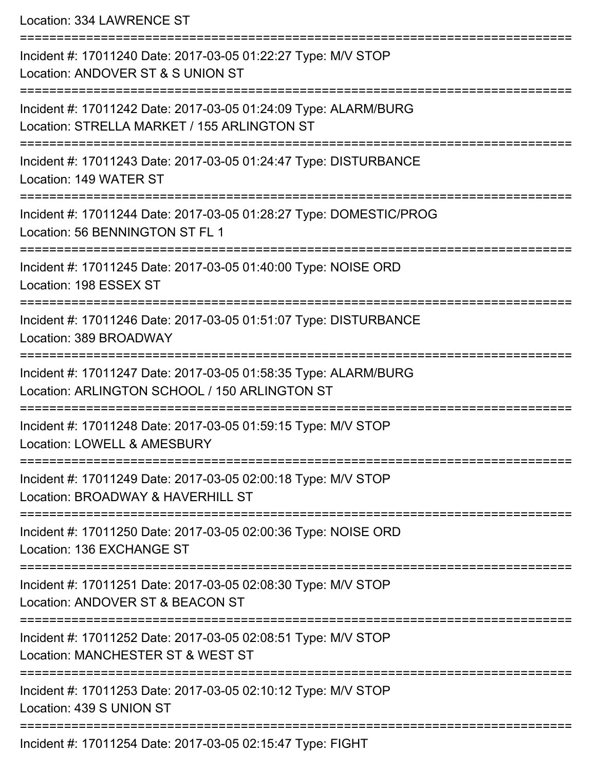Location: 334 LAWRENCE ST

===========================================================================

Incident #: 17011240 Date: 2017-03-05 01:22:27 Type: M/V STOP
Location: ANDOVER ST & S UNION ST

===========================================================================

Incident #: 17011242 Date: 2017-03-05 01:24:09 Type: ALARM/BURG
Location: STRELLA MARKET / 155 ARLINGTON ST

===========================================================================

Incident #: 17011243 Date: 2017-03-05 01:24:47 Type: DISTURBANCE
Location: 149 WATER ST

===========================================================================

Incident #: 17011244 Date: 2017-03-05 01:28:27 Type: DOMESTIC/PROG
Location: 56 BENNINGTON ST FL 1

===========================================================================

Incident #: 17011245 Date: 2017-03-05 01:40:00 Type: NOISE ORD
Location: 198 ESSEX ST

===========================================================================

Incident #: 17011246 Date: 2017-03-05 01:51:07 Type: DISTURBANCE
Location: 389 BROADWAY

===========================================================================

Incident #: 17011247 Date: 2017-03-05 01:58:35 Type: ALARM/BURG
Location: ARLINGTON SCHOOL / 150 ARLINGTON ST

===========================================================================

Incident #: 17011248 Date: 2017-03-05 01:59:15 Type: M/V STOP
Location: LOWELL & AMESBURY

===========================================================================

Incident #: 17011249 Date: 2017-03-05 02:00:18 Type: M/V STOP
Location: BROADWAY & HAVERHILL ST

===========================================================================

Incident #: 17011250 Date: 2017-03-05 02:00:36 Type: NOISE ORD
Location: 136 EXCHANGE ST

===========================================================================

Incident #: 17011251 Date: 2017-03-05 02:08:30 Type: M/V STOP
Location: ANDOVER ST & BEACON ST

===========================================================================

Incident #: 17011252 Date: 2017-03-05 02:08:51 Type: M/V STOP
Location: MANCHESTER ST & WEST ST

===========================================================================

Incident #: 17011253 Date: 2017-03-05 02:10:12 Type: M/V STOP
Location: 439 S UNION ST

===========================================================================

Incident #: 17011254 Date: 2017-03-05 02:15:47 Type: FIGHT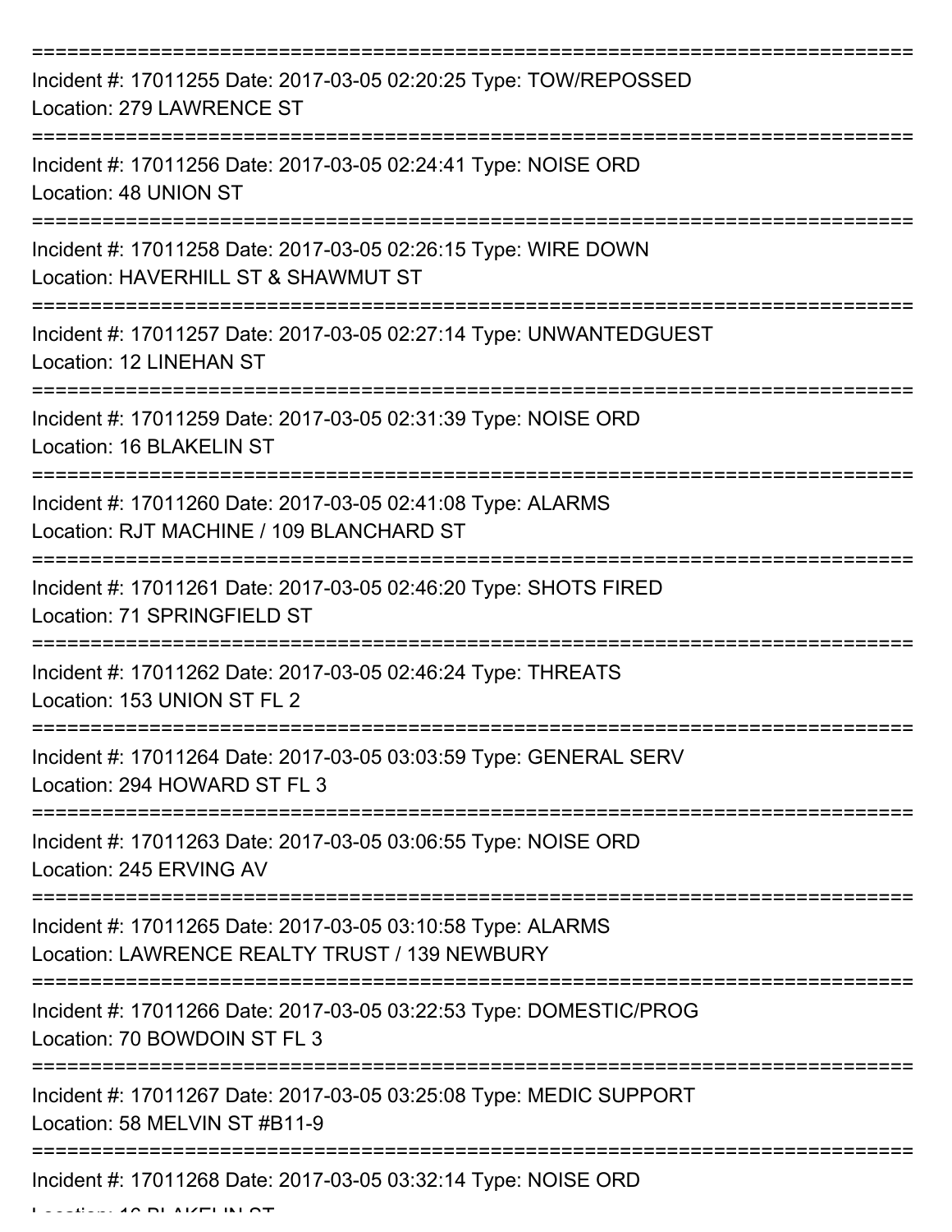===========================================================================

Incident #: 17011255 Date: 2017-03-05 02:20:25 Type: TOW/REPOSSED
Location: 279 LAWRENCE ST

===========================================================================

Incident #: 17011256 Date: 2017-03-05 02:24:41 Type: NOISE ORD
Location: 48 UNION ST

===========================================================================

Incident #: 17011258 Date: 2017-03-05 02:26:15 Type: WIRE DOWN
Location: HAVERHILL ST & SHAWMUT ST

===========================================================================

Incident #: 17011257 Date: 2017-03-05 02:27:14 Type: UNWANTEDGUEST
Location: 12 LINEHAN ST

===========================================================================

Incident #: 17011259 Date: 2017-03-05 02:31:39 Type: NOISE ORD
Location: 16 BLAKELIN ST

===========================================================================

Incident #: 17011260 Date: 2017-03-05 02:41:08 Type: ALARMS
Location: RJT MACHINE / 109 BLANCHARD ST

===========================================================================

Incident #: 17011261 Date: 2017-03-05 02:46:20 Type: SHOTS FIRED
Location: 71 SPRINGFIELD ST

===========================================================================

Incident #: 17011262 Date: 2017-03-05 02:46:24 Type: THREATS
Location: 153 UNION ST FL 2

===========================================================================

Incident #: 17011264 Date: 2017-03-05 03:03:59 Type: GENERAL SERV
Location: 294 HOWARD ST FL 3

===========================================================================

Incident #: 17011263 Date: 2017-03-05 03:06:55 Type: NOISE ORD
Location: 245 ERVING AV

===========================================================================

Incident #: 17011265 Date: 2017-03-05 03:10:58 Type: ALARMS
Location: LAWRENCE REALTY TRUST / 139 NEWBURY

===========================================================================

Incident #: 17011266 Date: 2017-03-05 03:22:53 Type: DOMESTIC/PROG
Location: 70 BOWDOIN ST FL 3

===========================================================================

Incident #: 17011267 Date: 2017-03-05 03:25:08 Type: MEDIC SUPPORT
Location: 58 MELVIN ST #B11-9

===========================================================================

Incident #: 17011268 Date: 2017-03-05 03:32:14 Type: NOISE ORD
Location: 16 BLAKELIN ST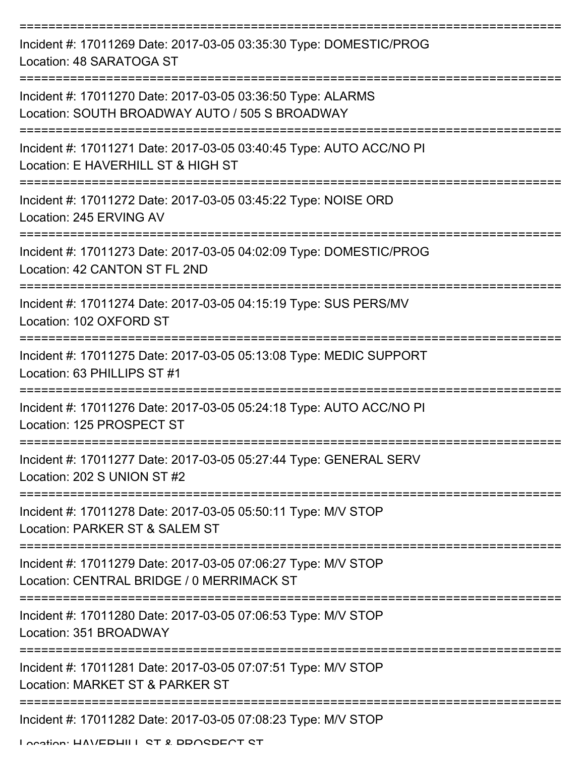Incident #: 17011269 Date: 2017-03-05 03:35:30 Type: DOMESTIC/PROG
Location: 48 SARATOGA ST

Incident #: 17011270 Date: 2017-03-05 03:36:50 Type: ALARMS
Location: SOUTH BROADWAY AUTO / 505 S BROADWAY

Incident #: 17011271 Date: 2017-03-05 03:40:45 Type: AUTO ACC/NO PI
Location: E HAVERHILL ST & HIGH ST

Incident #: 17011272 Date: 2017-03-05 03:45:22 Type: NOISE ORD
Location: 245 ERVING AV

Incident #: 17011273 Date: 2017-03-05 04:02:09 Type: DOMESTIC/PROG
Location: 42 CANTON ST FL 2ND

Incident #: 17011274 Date: 2017-03-05 04:15:19 Type: SUS PERS/MV
Location: 102 OXFORD ST

Incident #: 17011275 Date: 2017-03-05 05:13:08 Type: MEDIC SUPPORT
Location: 63 PHILLIPS ST #1

Incident #: 17011276 Date: 2017-03-05 05:24:18 Type: AUTO ACC/NO PI
Location: 125 PROSPECT ST

Incident #: 17011277 Date: 2017-03-05 05:27:44 Type: GENERAL SERV
Location: 202 S UNION ST #2

Incident #: 17011278 Date: 2017-03-05 05:50:11 Type: M/V STOP
Location: PARKER ST & SALEM ST

Incident #: 17011279 Date: 2017-03-05 07:06:27 Type: M/V STOP
Location: CENTRAL BRIDGE / 0 MERRIMACK ST

Incident #: 17011280 Date: 2017-03-05 07:06:53 Type: M/V STOP
Location: 351 BROADWAY

Incident #: 17011281 Date: 2017-03-05 07:07:51 Type: M/V STOP
Location: MARKET ST & PARKER ST

Incident #: 17011282 Date: 2017-03-05 07:08:23 Type: M/V STOP
Location: HAVERHILL ST & PROSPECT ST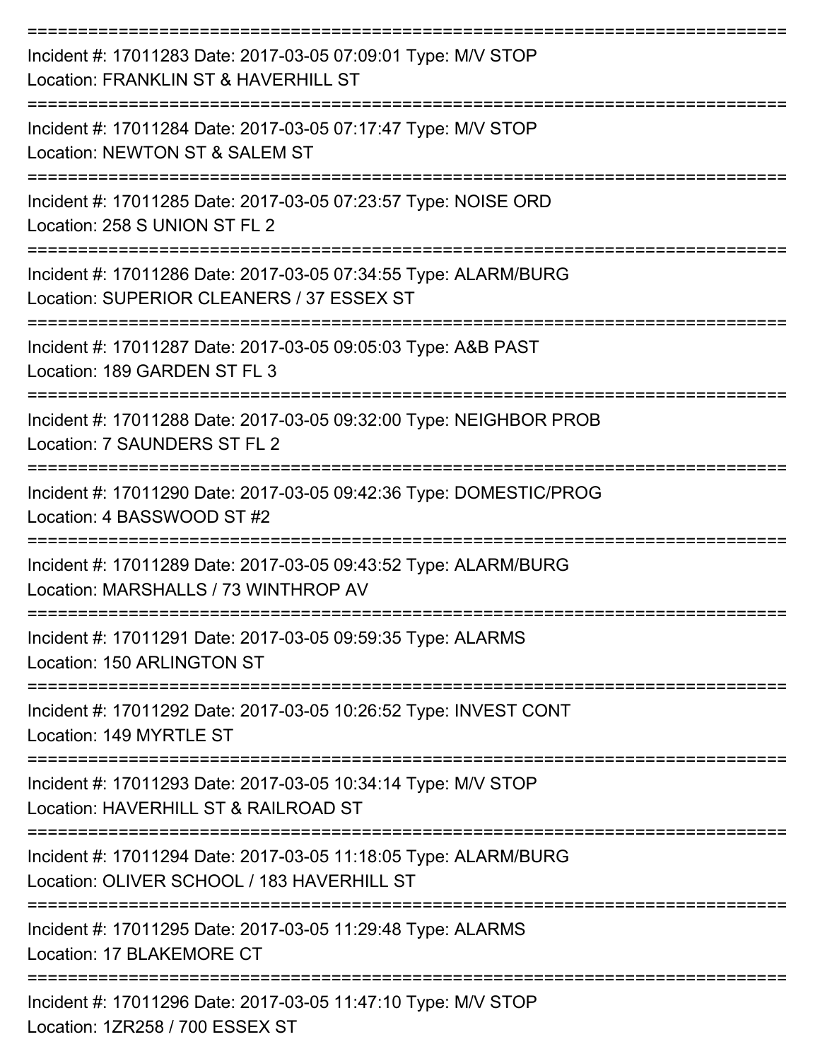===========================================================================

Incident #: 17011283 Date: 2017-03-05 07:09:01 Type: M/V STOP
Location: FRANKLIN ST & HAVERHILL ST

===========================================================================

Incident #: 17011284 Date: 2017-03-05 07:17:47 Type: M/V STOP
Location: NEWTON ST & SALEM ST

===========================================================================

Incident #: 17011285 Date: 2017-03-05 07:23:57 Type: NOISE ORD
Location: 258 S UNION ST FL 2

===========================================================================

Incident #: 17011286 Date: 2017-03-05 07:34:55 Type: ALARM/BURG
Location: SUPERIOR CLEANERS / 37 ESSEX ST

===========================================================================

Incident #: 17011287 Date: 2017-03-05 09:05:03 Type: A&B PAST
Location: 189 GARDEN ST FL 3

===========================================================================

Incident #: 17011288 Date: 2017-03-05 09:32:00 Type: NEIGHBOR PROB
Location: 7 SAUNDERS ST FL 2

===========================================================================

Incident #: 17011290 Date: 2017-03-05 09:42:36 Type: DOMESTIC/PROG
Location: 4 BASSWOOD ST #2

===========================================================================

Incident #: 17011289 Date: 2017-03-05 09:43:52 Type: ALARM/BURG
Location: MARSHALLS / 73 WINTHROP AV

===========================================================================

Incident #: 17011291 Date: 2017-03-05 09:59:35 Type: ALARMS
Location: 150 ARLINGTON ST

===========================================================================

Incident #: 17011292 Date: 2017-03-05 10:26:52 Type: INVEST CONT
Location: 149 MYRTLE ST

===========================================================================

Incident #: 17011293 Date: 2017-03-05 10:34:14 Type: M/V STOP
Location: HAVERHILL ST & RAILROAD ST

===========================================================================

Incident #: 17011294 Date: 2017-03-05 11:18:05 Type: ALARM/BURG
Location: OLIVER SCHOOL / 183 HAVERHILL ST

===========================================================================

Incident #: 17011295 Date: 2017-03-05 11:29:48 Type: ALARMS
Location: 17 BLAKEMORE CT

===========================================================================

Incident #: 17011296 Date: 2017-03-05 11:47:10 Type: M/V STOP
Location: 1ZR258 / 700 ESSEX ST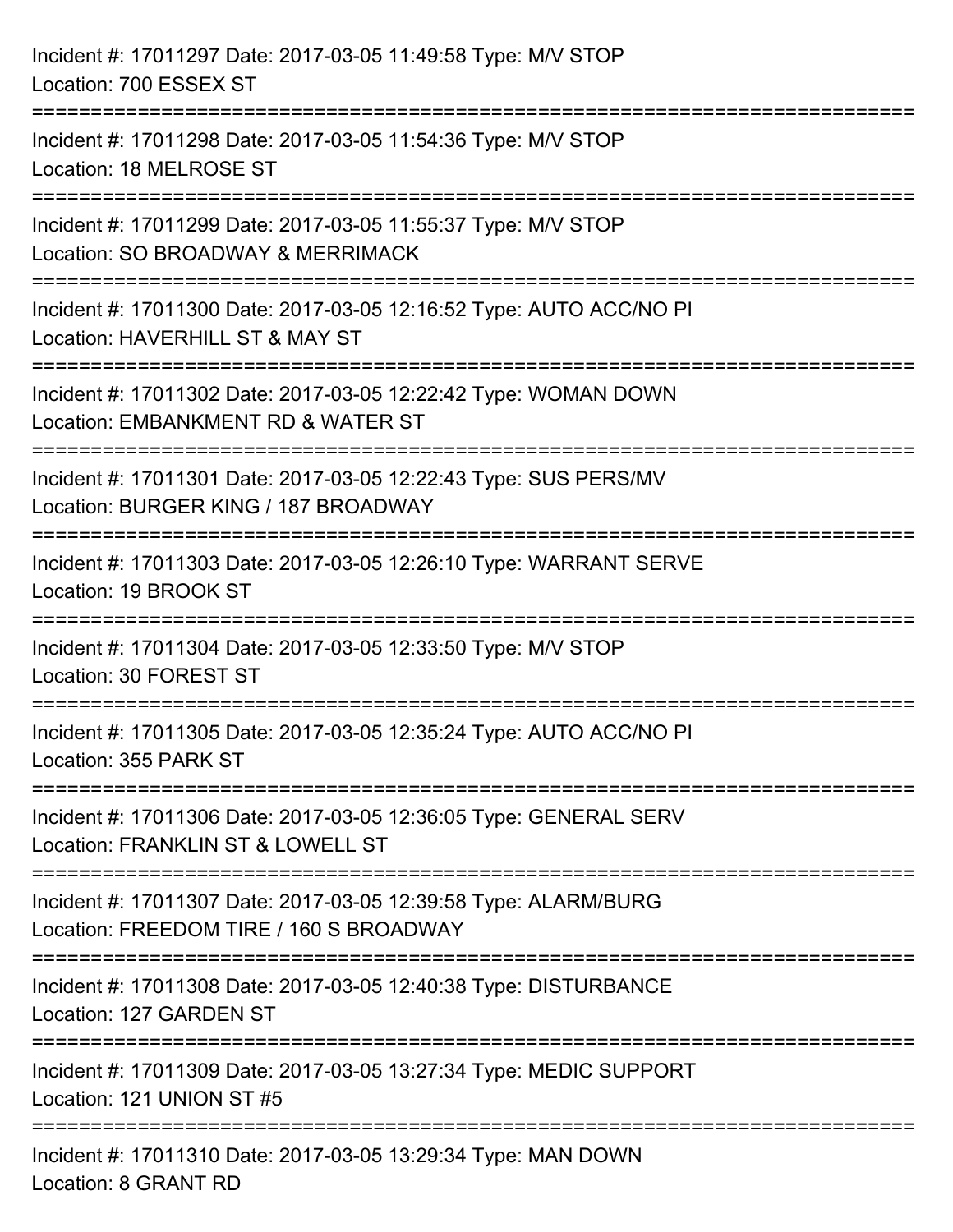Incident #: 17011297 Date: 2017-03-05 11:49:58 Type: M/V STOP
Location: 700 ESSEX ST

===========================================================================

Incident #: 17011298 Date: 2017-03-05 11:54:36 Type: M/V STOP
Location: 18 MELROSE ST

===========================================================================

Incident #: 17011299 Date: 2017-03-05 11:55:37 Type: M/V STOP
Location: SO BROADWAY & MERRIMACK

===========================================================================

Incident #: 17011300 Date: 2017-03-05 12:16:52 Type: AUTO ACC/NO PI
Location: HAVERHILL ST & MAY ST

===========================================================================

Incident #: 17011302 Date: 2017-03-05 12:22:42 Type: WOMAN DOWN
Location: EMBANKMENT RD & WATER ST

===========================================================================

Incident #: 17011301 Date: 2017-03-05 12:22:43 Type: SUS PERS/MV
Location: BURGER KING / 187 BROADWAY

===========================================================================

Incident #: 17011303 Date: 2017-03-05 12:26:10 Type: WARRANT SERVE
Location: 19 BROOK ST

===========================================================================

Incident #: 17011304 Date: 2017-03-05 12:33:50 Type: M/V STOP
Location: 30 FOREST ST

===========================================================================

Incident #: 17011305 Date: 2017-03-05 12:35:24 Type: AUTO ACC/NO PI
Location: 355 PARK ST

===========================================================================

Incident #: 17011306 Date: 2017-03-05 12:36:05 Type: GENERAL SERV
Location: FRANKLIN ST & LOWELL ST

===========================================================================

Incident #: 17011307 Date: 2017-03-05 12:39:58 Type: ALARM/BURG
Location: FREEDOM TIRE / 160 S BROADWAY

===========================================================================

Incident #: 17011308 Date: 2017-03-05 12:40:38 Type: DISTURBANCE
Location: 127 GARDEN ST

===========================================================================

Incident #: 17011309 Date: 2017-03-05 13:27:34 Type: MEDIC SUPPORT
Location: 121 UNION ST #5

===========================================================================

Incident #: 17011310 Date: 2017-03-05 13:29:34 Type: MAN DOWN
Location: 8 GRANT RD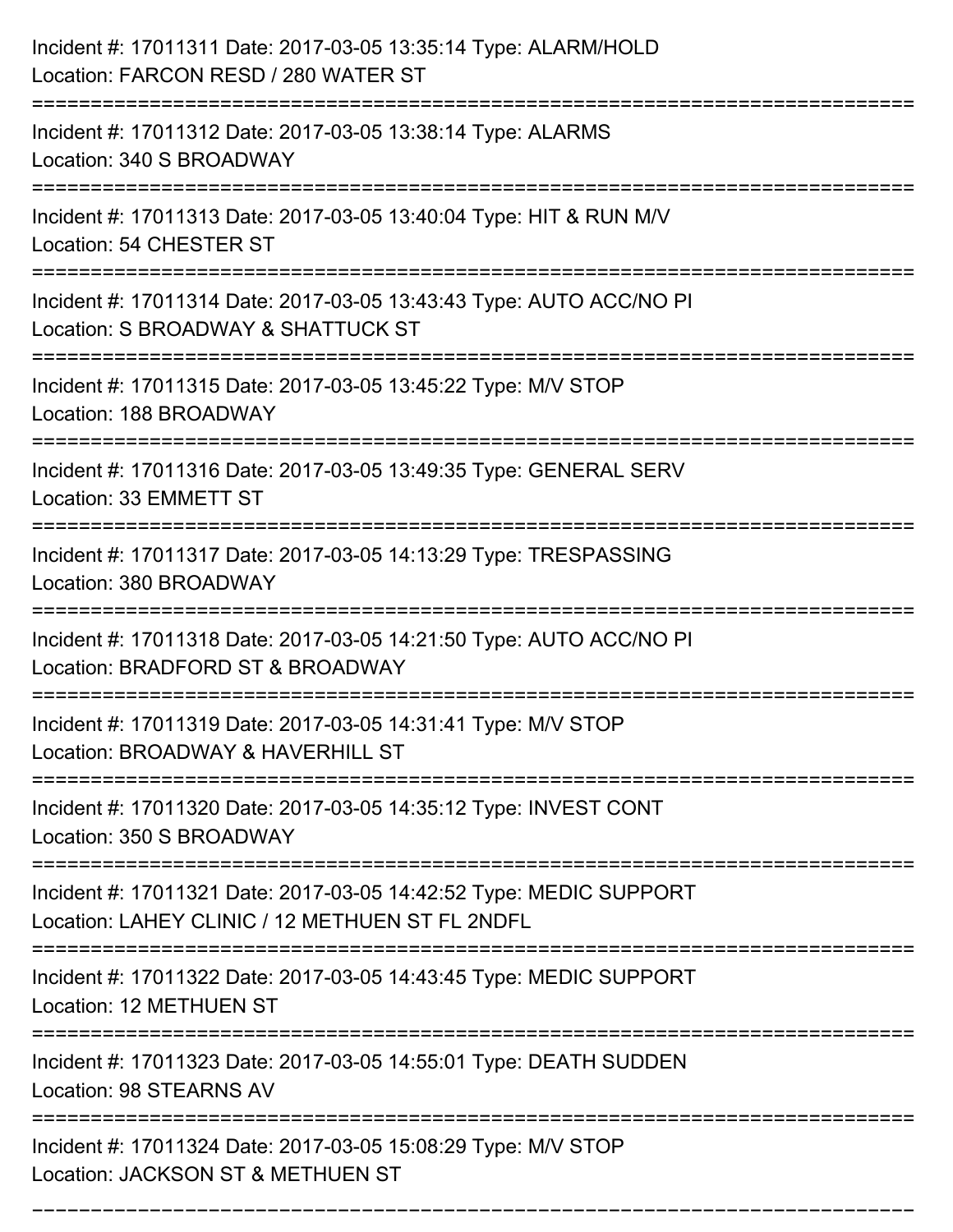Incident #: 17011311 Date: 2017-03-05 13:35:14 Type: ALARM/HOLD
Location: FARCON RESD / 280 WATER ST

===========================================================================

Incident #: 17011312 Date: 2017-03-05 13:38:14 Type: ALARMS
Location: 340 S BROADWAY

===========================================================================

Incident #: 17011313 Date: 2017-03-05 13:40:04 Type: HIT & RUN M/V
Location: 54 CHESTER ST

===========================================================================

Incident #: 17011314 Date: 2017-03-05 13:43:43 Type: AUTO ACC/NO PI
Location: S BROADWAY & SHATTUCK ST

===========================================================================

Incident #: 17011315 Date: 2017-03-05 13:45:22 Type: M/V STOP
Location: 188 BROADWAY

===========================================================================

Incident #: 17011316 Date: 2017-03-05 13:49:35 Type: GENERAL SERV
Location: 33 EMMETT ST

===========================================================================

Incident #: 17011317 Date: 2017-03-05 14:13:29 Type: TRESPASSING
Location: 380 BROADWAY

===========================================================================

Incident #: 17011318 Date: 2017-03-05 14:21:50 Type: AUTO ACC/NO PI
Location: BRADFORD ST & BROADWAY

===========================================================================

Incident #: 17011319 Date: 2017-03-05 14:31:41 Type: M/V STOP
Location: BROADWAY & HAVERHILL ST

===========================================================================

Incident #: 17011320 Date: 2017-03-05 14:35:12 Type: INVEST CONT
Location: 350 S BROADWAY

===========================================================================

Incident #: 17011321 Date: 2017-03-05 14:42:52 Type: MEDIC SUPPORT
Location: LAHEY CLINIC / 12 METHUEN ST FL 2NDFL

===========================================================================

Incident #: 17011322 Date: 2017-03-05 14:43:45 Type: MEDIC SUPPORT
Location: 12 METHUEN ST

===========================================================================

Incident #: 17011323 Date: 2017-03-05 14:55:01 Type: DEATH SUDDEN
Location: 98 STEARNS AV

===========================================================================

Incident #: 17011324 Date: 2017-03-05 15:08:29 Type: M/V STOP
Location: JACKSON ST & METHUEN ST

===========================================================================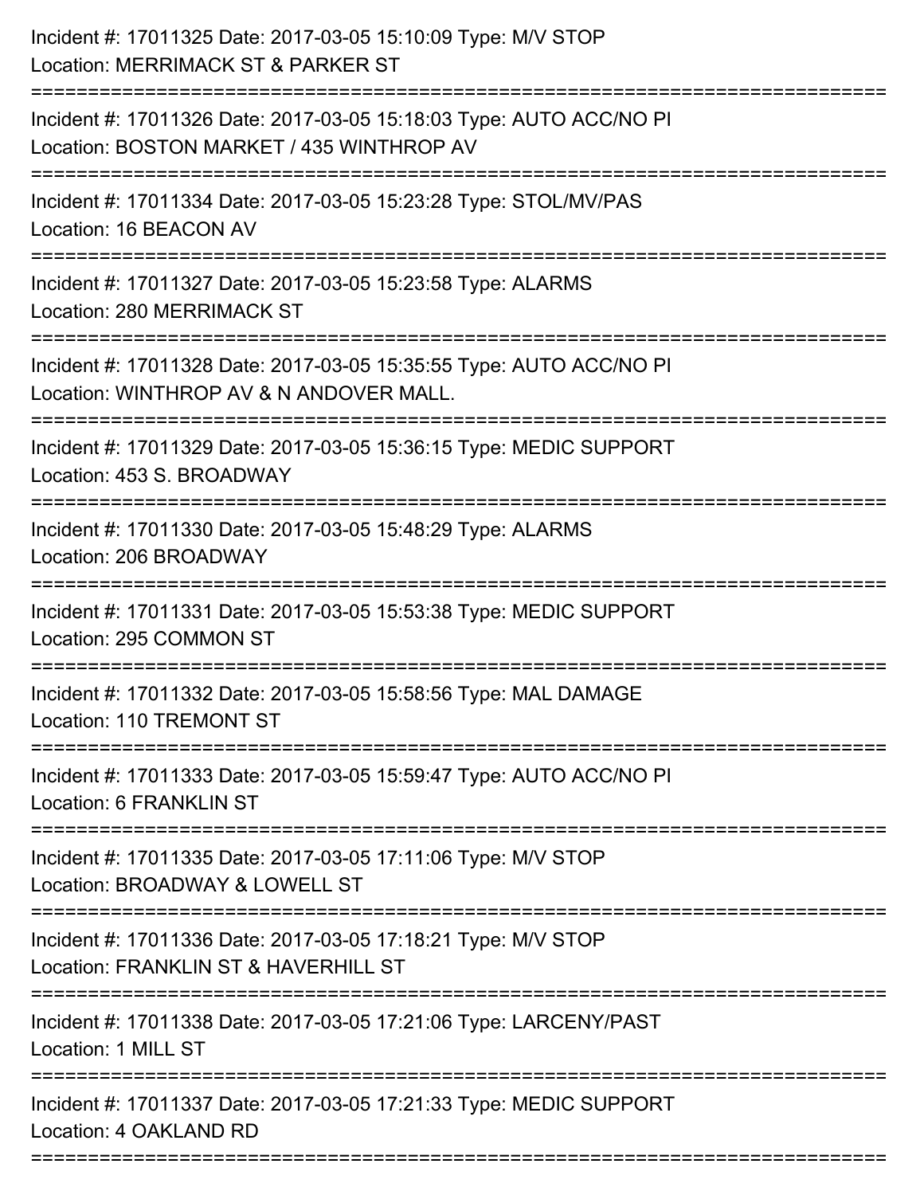Incident #: 17011325 Date: 2017-03-05 15:10:09 Type: M/V STOP
Location: MERRIMACK ST & PARKER ST

===========================================================================

Incident #: 17011326 Date: 2017-03-05 15:18:03 Type: AUTO ACC/NO PI
Location: BOSTON MARKET / 435 WINTHROP AV

===========================================================================

Incident #: 17011334 Date: 2017-03-05 15:23:28 Type: STOL/MV/PAS
Location: 16 BEACON AV

===========================================================================

Incident #: 17011327 Date: 2017-03-05 15:23:58 Type: ALARMS
Location: 280 MERRIMACK ST

===========================================================================

Incident #: 17011328 Date: 2017-03-05 15:35:55 Type: AUTO ACC/NO PI
Location: WINTHROP AV & N ANDOVER MALL.

===========================================================================

Incident #: 17011329 Date: 2017-03-05 15:36:15 Type: MEDIC SUPPORT
Location: 453 S. BROADWAY

===========================================================================

Incident #: 17011330 Date: 2017-03-05 15:48:29 Type: ALARMS
Location: 206 BROADWAY

===========================================================================

Incident #: 17011331 Date: 2017-03-05 15:53:38 Type: MEDIC SUPPORT
Location: 295 COMMON ST

===========================================================================

Incident #: 17011332 Date: 2017-03-05 15:58:56 Type: MAL DAMAGE
Location: 110 TREMONT ST

===========================================================================

Incident #: 17011333 Date: 2017-03-05 15:59:47 Type: AUTO ACC/NO PI
Location: 6 FRANKLIN ST

===========================================================================

Incident #: 17011335 Date: 2017-03-05 17:11:06 Type: M/V STOP
Location: BROADWAY & LOWELL ST

===========================================================================

Incident #: 17011336 Date: 2017-03-05 17:18:21 Type: M/V STOP
Location: FRANKLIN ST & HAVERHILL ST

===========================================================================

Incident #: 17011338 Date: 2017-03-05 17:21:06 Type: LARCENY/PAST
Location: 1 MILL ST

===========================================================================

Incident #: 17011337 Date: 2017-03-05 17:21:33 Type: MEDIC SUPPORT
Location: 4 OAKLAND RD

===========================================================================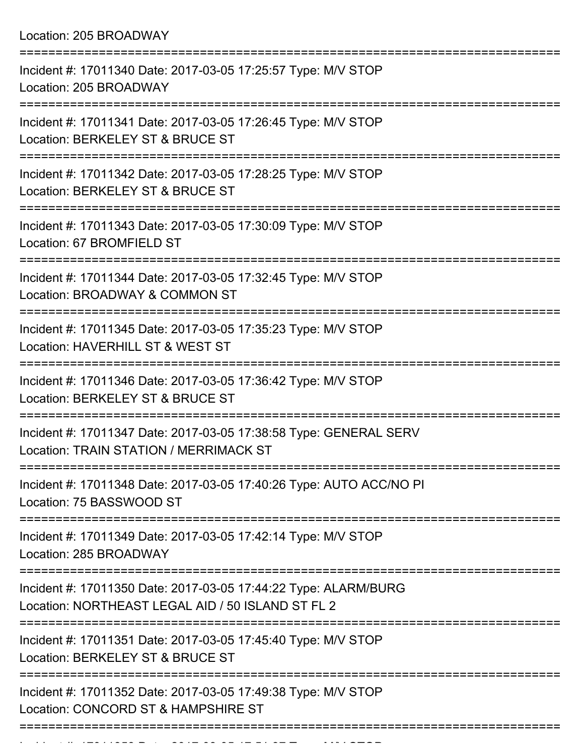Location: 205 BROADWAY

===========================================================================

Incident #: 17011340 Date: 2017-03-05 17:25:57 Type: M/V STOP
Location: 205 BROADWAY

===========================================================================

Incident #: 17011341 Date: 2017-03-05 17:26:45 Type: M/V STOP
Location: BERKELEY ST & BRUCE ST

===========================================================================

Incident #: 17011342 Date: 2017-03-05 17:28:25 Type: M/V STOP
Location: BERKELEY ST & BRUCE ST

===========================================================================

Incident #: 17011343 Date: 2017-03-05 17:30:09 Type: M/V STOP
Location: 67 BROMFIELD ST

===========================================================================

Incident #: 17011344 Date: 2017-03-05 17:32:45 Type: M/V STOP
Location: BROADWAY & COMMON ST

===========================================================================

Incident #: 17011345 Date: 2017-03-05 17:35:23 Type: M/V STOP
Location: HAVERHILL ST & WEST ST

===========================================================================

Incident #: 17011346 Date: 2017-03-05 17:36:42 Type: M/V STOP
Location: BERKELEY ST & BRUCE ST

===========================================================================

Incident #: 17011347 Date: 2017-03-05 17:38:58 Type: GENERAL SERV
Location: TRAIN STATION / MERRIMACK ST

===========================================================================

Incident #: 17011348 Date: 2017-03-05 17:40:26 Type: AUTO ACC/NO PI
Location: 75 BASSWOOD ST

===========================================================================

Incident #: 17011349 Date: 2017-03-05 17:42:14 Type: M/V STOP
Location: 285 BROADWAY

===========================================================================

Incident #: 17011350 Date: 2017-03-05 17:44:22 Type: ALARM/BURG
Location: NORTHEAST LEGAL AID / 50 ISLAND ST FL 2

===========================================================================

Incident #: 17011351 Date: 2017-03-05 17:45:40 Type: M/V STOP
Location: BERKELEY ST & BRUCE ST

===========================================================================

Incident #: 17011352 Date: 2017-03-05 17:49:38 Type: M/V STOP
Location: CONCORD ST & HAMPSHIRE ST

===========================================================================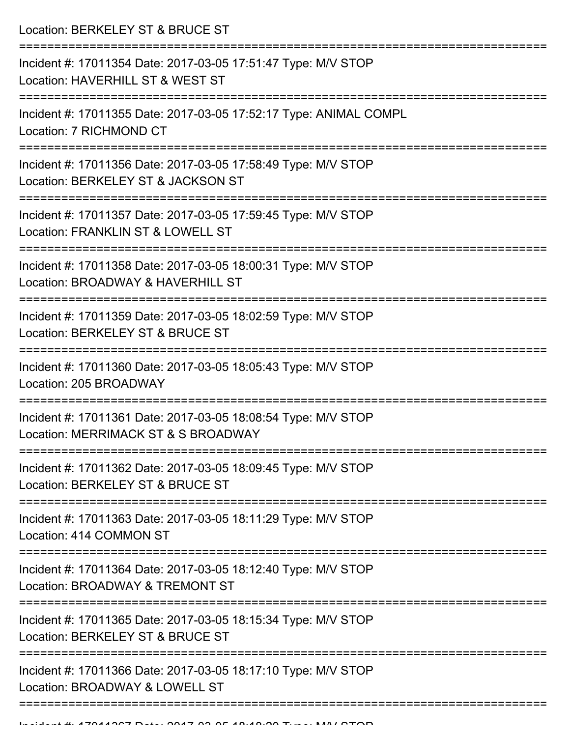Location: BERKELEY ST & BRUCE ST

===========================================================================

Incident #: 17011354 Date: 2017-03-05 17:51:47 Type: M/V STOP

Location: HAVERHILL ST & WEST ST

===========================================================================

Incident #: 17011355 Date: 2017-03-05 17:52:17 Type: ANIMAL COMPL

Location: 7 RICHMOND CT

===========================================================================

Incident #: 17011356 Date: 2017-03-05 17:58:49 Type: M/V STOP

Location: BERKELEY ST & JACKSON ST

===========================================================================

Incident #: 17011357 Date: 2017-03-05 17:59:45 Type: M/V STOP

Location: FRANKLIN ST & LOWELL ST

===========================================================================

Incident #: 17011358 Date: 2017-03-05 18:00:31 Type: M/V STOP

Location: BROADWAY & HAVERHILL ST

===========================================================================

Incident #: 17011359 Date: 2017-03-05 18:02:59 Type: M/V STOP

Location: BERKELEY ST & BRUCE ST

===========================================================================

Incident #: 17011360 Date: 2017-03-05 18:05:43 Type: M/V STOP

Location: 205 BROADWAY

===========================================================================

Incident #: 17011361 Date: 2017-03-05 18:08:54 Type: M/V STOP

Location: MERRIMACK ST & S BROADWAY

===========================================================================

Incident #: 17011362 Date: 2017-03-05 18:09:45 Type: M/V STOP

Location: BERKELEY ST & BRUCE ST

===========================================================================

Incident #: 17011363 Date: 2017-03-05 18:11:29 Type: M/V STOP

Location: 414 COMMON ST

===========================================================================

Incident #: 17011364 Date: 2017-03-05 18:12:40 Type: M/V STOP

Location: BROADWAY & TREMONT ST

===========================================================================

Incident #: 17011365 Date: 2017-03-05 18:15:34 Type: M/V STOP

Location: BERKELEY ST & BRUCE ST

===========================================================================

Incident #: 17011366 Date: 2017-03-05 18:17:10 Type: M/V STOP

Location: BROADWAY & LOWELL ST

===========================================================================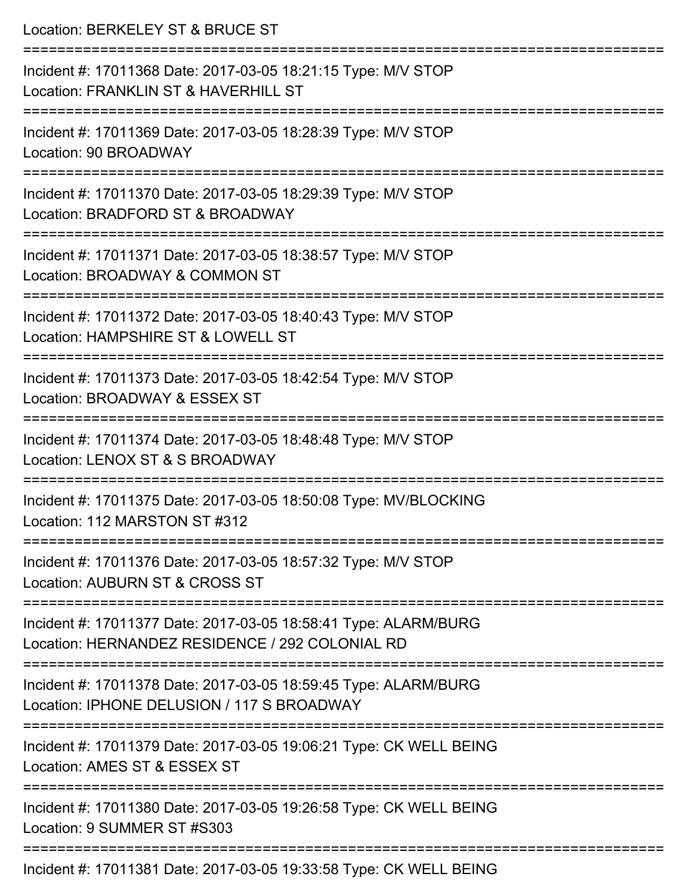Location: BERKELEY ST & BRUCE ST

===========================================================================

Incident #: 17011368 Date: 2017-03-05 18:21:15 Type: M/V STOP
Location: FRANKLIN ST & HAVERHILL ST

===========================================================================

Incident #: 17011369 Date: 2017-03-05 18:28:39 Type: M/V STOP
Location: 90 BROADWAY

===========================================================================

Incident #: 17011370 Date: 2017-03-05 18:29:39 Type: M/V STOP
Location: BRADFORD ST & BROADWAY

===========================================================================

Incident #: 17011371 Date: 2017-03-05 18:38:57 Type: M/V STOP
Location: BROADWAY & COMMON ST

===========================================================================

Incident #: 17011372 Date: 2017-03-05 18:40:43 Type: M/V STOP
Location: HAMPSHIRE ST & LOWELL ST

===========================================================================

Incident #: 17011373 Date: 2017-03-05 18:42:54 Type: M/V STOP
Location: BROADWAY & ESSEX ST

===========================================================================

Incident #: 17011374 Date: 2017-03-05 18:48:48 Type: M/V STOP
Location: LENOX ST & S BROADWAY

===========================================================================

Incident #: 17011375 Date: 2017-03-05 18:50:08 Type: MV/BLOCKING
Location: 112 MARSTON ST #312

===========================================================================

Incident #: 17011376 Date: 2017-03-05 18:57:32 Type: M/V STOP
Location: AUBURN ST & CROSS ST

===========================================================================

Incident #: 17011377 Date: 2017-03-05 18:58:41 Type: ALARM/BURG
Location: HERNANDEZ RESIDENCE / 292 COLONIAL RD

===========================================================================

Incident #: 17011378 Date: 2017-03-05 18:59:45 Type: ALARM/BURG
Location: IPHONE DELUSION / 117 S BROADWAY

===========================================================================

Incident #: 17011379 Date: 2017-03-05 19:06:21 Type: CK WELL BEING
Location: AMES ST & ESSEX ST

===========================================================================

Incident #: 17011380 Date: 2017-03-05 19:26:58 Type: CK WELL BEING
Location: 9 SUMMER ST #S303

===========================================================================

Incident #: 17011381 Date: 2017-03-05 19:33:58 Type: CK WELL BEING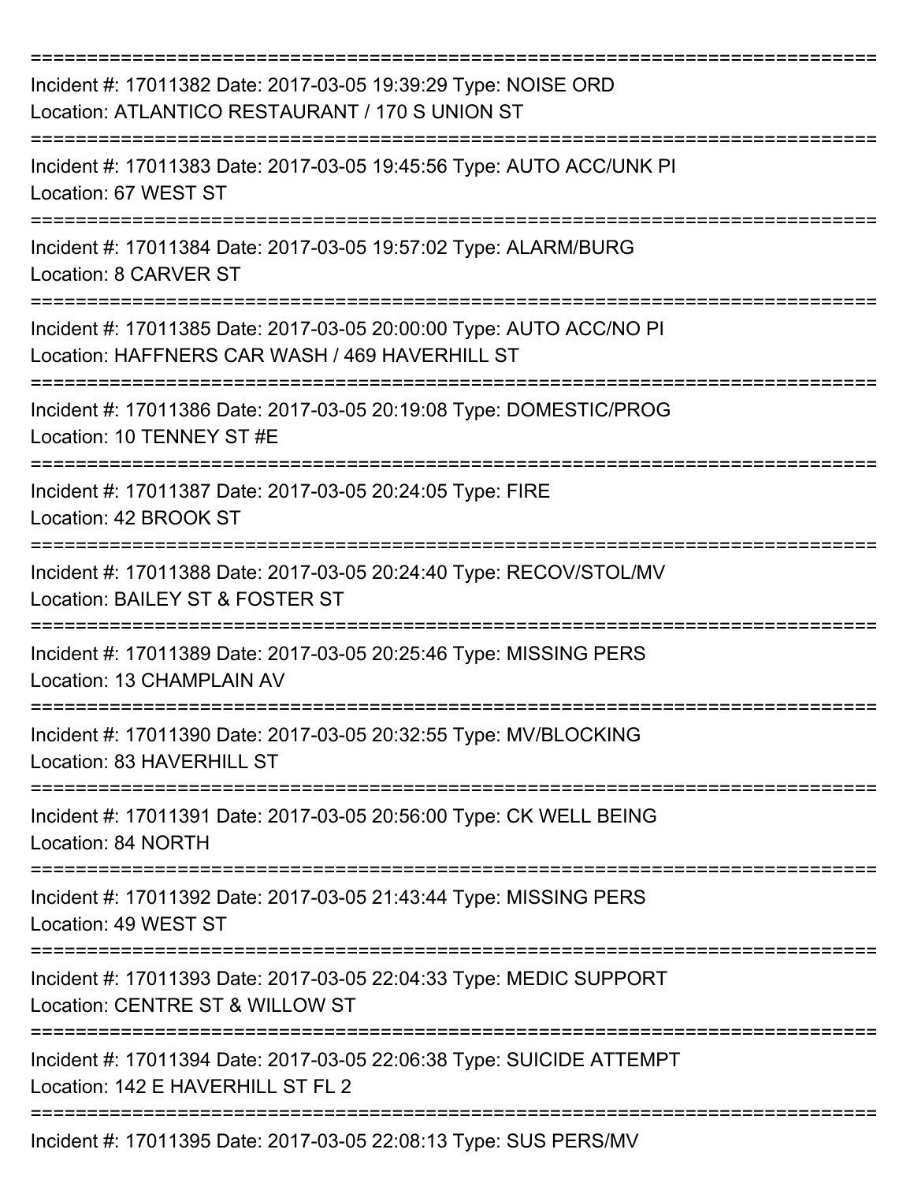===========================================================================

Incident #: 17011382 Date: 2017-03-05 19:39:29 Type: NOISE ORD
Location: ATLANTICO RESTAURANT / 170 S UNION ST

===========================================================================

Incident #: 17011383 Date: 2017-03-05 19:45:56 Type: AUTO ACC/UNK PI
Location: 67 WEST ST

===========================================================================

Incident #: 17011384 Date: 2017-03-05 19:57:02 Type: ALARM/BURG
Location: 8 CARVER ST

===========================================================================

Incident #: 17011385 Date: 2017-03-05 20:00:00 Type: AUTO ACC/NO PI
Location: HAFFNERS CAR WASH / 469 HAVERHILL ST

===========================================================================

Incident #: 17011386 Date: 2017-03-05 20:19:08 Type: DOMESTIC/PROG
Location: 10 TENNEY ST #E

===========================================================================

Incident #: 17011387 Date: 2017-03-05 20:24:05 Type: FIRE
Location: 42 BROOK ST

===========================================================================

Incident #: 17011388 Date: 2017-03-05 20:24:40 Type: RECOV/STOL/MV
Location: BAILEY ST & FOSTER ST

===========================================================================

Incident #: 17011389 Date: 2017-03-05 20:25:46 Type: MISSING PERS
Location: 13 CHAMPLAIN AV

===========================================================================

Incident #: 17011390 Date: 2017-03-05 20:32:55 Type: MV/BLOCKING
Location: 83 HAVERHILL ST

===========================================================================

Incident #: 17011391 Date: 2017-03-05 20:56:00 Type: CK WELL BEING
Location: 84 NORTH

===========================================================================

Incident #: 17011392 Date: 2017-03-05 21:43:44 Type: MISSING PERS
Location: 49 WEST ST

===========================================================================

Incident #: 17011393 Date: 2017-03-05 22:04:33 Type: MEDIC SUPPORT
Location: CENTRE ST & WILLOW ST

===========================================================================

Incident #: 17011394 Date: 2017-03-05 22:06:38 Type: SUICIDE ATTEMPT
Location: 142 E HAVERHILL ST FL 2

===========================================================================

Incident #: 17011395 Date: 2017-03-05 22:08:13 Type: SUS PERS/MV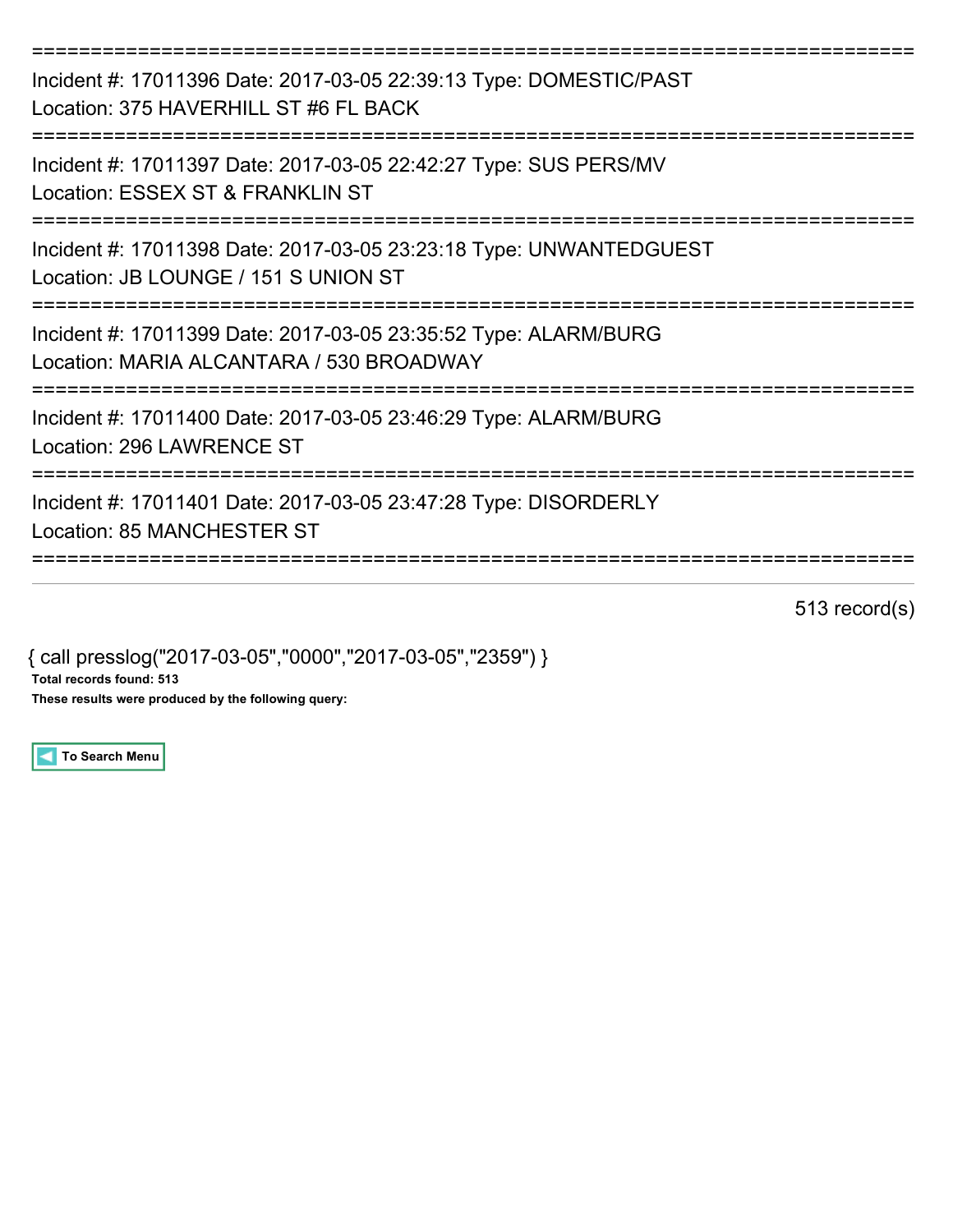===========================================================================

Incident #: 17011396 Date: 2017-03-05 22:39:13 Type: DOMESTIC/PAST
Location: 375 HAVERHILL ST #6 FL BACK

===========================================================================

Incident #: 17011397 Date: 2017-03-05 22:42:27 Type: SUS PERS/MV
Location: ESSEX ST & FRANKLIN ST

===========================================================================

Incident #: 17011398 Date: 2017-03-05 23:23:18 Type: UNWANTEDGUEST
Location: JB LOUNGE / 151 S UNION ST

===========================================================================

Incident #: 17011399 Date: 2017-03-05 23:35:52 Type: ALARM/BURG
Location: MARIA ALCANTARA / 530 BROADWAY

===========================================================================

Incident #: 17011400 Date: 2017-03-05 23:46:29 Type: ALARM/BURG
Location: 296 LAWRENCE ST

===========================================================================

Incident #: 17011401 Date: 2017-03-05 23:47:28 Type: DISORDERLY
Location: 85 MANCHESTER ST

===========================================================================

513 record(s)

{ call presslog("2017-03-05","0000","2017-03-05","2359") }

**Total records found: 513**

**These results were produced by the following query:**

To Search Menu